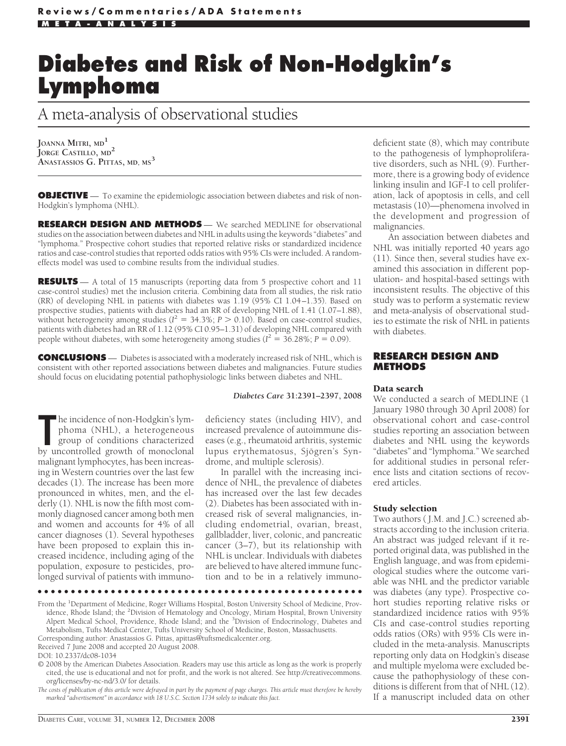# Diabetes and Risk of Non-Hodgkin's Lymphoma

## A meta-analysis of observational studies

JOANNA MITRI, MD[1]
JORGE CASTILLO, MD[2]
ANASTASSIOS G. PITTAS, MD, MS[3]

**OBJECTIVE** — To examine the epidemiologic association between diabetes and risk of non-Hodgkin's lymphoma (NHL).

**RESEARCH DESIGN AND METHODS** — We searched MEDLINE for observational studies on the association between diabetes and NHL in adults using the keywords "diabetes" and "lymphoma." Prospective cohort studies that reported relative risks or standardized incidence ratios and case-control studies that reported odds ratios with 95% CIs were included. A random-effects model was used to combine results from the individual studies.

**RESULTS** — A total of 15 manuscripts (reporting data from 5 prospective cohort and 11 case-control studies) met the inclusion criteria. Combining data from all studies, the risk ratio (RR) of developing NHL in patients with diabetes was 1.19 (95% CI 1.04–1.35). Based on prospective studies, patients with diabetes had an RR of developing NHL of 1.41 (1.07–1.88), without heterogeneity among studies ($I^2 = 34.3\%$; $P > 0.10$). Based on case-control studies, patients with diabetes had an RR of 1.12 (95% CI 0.95–1.31) of developing NHL compared with people without diabetes, with some heterogeneity among studies ($I^2 = 36.28\%$; $P = 0.09$).

**CONCLUSIONS** — Diabetes is associated with a moderately increased risk of NHL, which is consistent with other reported associations between diabetes and malignancies. Future studies should focus on elucidating potential pathophysiologic links between diabetes and NHL.

*Diabetes Care* **31:**2391–2397, 2008

The incidence of non-Hodgkin's lymphoma (NHL), a heterogeneous group of conditions characterized by uncontrolled growth of monoclonal malignant lymphocytes, has been increasing in Western countries over the last few decades (1). The increase has been more pronounced in whites, men, and the elderly (1). NHL is now the fifth most commonly diagnosed cancer among both men and women and accounts for 4% of all cancer diagnoses (1). Several hypotheses have been proposed to explain this increased incidence, including aging of the population, exposure to pesticides, prolonged survival of patients with immunodeficiency states (including HIV), and increased prevalence of autoimmune diseases (e.g., rheumatoid arthritis, systemic lupus erythematosus, Sjögren's Syndrome, and multiple sclerosis).

In parallel with the increasing incidence of NHL, the prevalence of diabetes has increased over the last few decades (2). Diabetes has been associated with increased risk of several malignancies, including endometrial, ovarian, breast, gallbladder, liver, colonic, and pancreatic cancer (3–7), but its relationship with NHL is unclear. Individuals with diabetes are believed to have altered immune function and to be in a relatively immunodeficient state (8), which may contribute to the pathogenesis of lymphoproliferative disorders, such as NHL (9). Furthermore, there is a growing body of evidence linking insulin and IGF-I to cell proliferation, lack of apoptosis in cells, and cell metastasis (10)—phenomena involved in the development and progression of malignancies.

An association between diabetes and NHL was initially reported 40 years ago (11). Since then, several studies have examined this association in different population- and hospital-based settings with inconsistent results. The objective of this study was to perform a systematic review and meta-analysis of observational studies to estimate the risk of NHL in patients with diabetes.

## RESEARCH DESIGN AND METHODS

### Data search

We conducted a search of MEDLINE (1 January 1980 through 30 April 2008) for observational cohort and case-control studies reporting an association between diabetes and NHL using the keywords "diabetes" and "lymphoma." We searched for additional studies in personal reference lists and citation sections of recovered articles.

### Study selection

Two authors (J.M. and J.C.) screened abstracts according to the inclusion criteria. An abstract was judged relevant if it reported original data, was published in the English language, and was from epidemiological studies where the outcome variable was NHL and the predictor variable was diabetes (any type). Prospective cohort studies reporting relative risks or standardized incidence ratios with 95% CIs and case-control studies reporting odds ratios (ORs) with 95% CIs were included in the meta-analysis. Manuscripts reporting only data on Hodgkin's disease and multiple myeloma were excluded because the pathophysiology of these conditions is different from that of NHL (12). If a manuscript included data on other

From the [1]Department of Medicine, Roger Williams Hospital, Boston University School of Medicine, Providence, Rhode Island; the [2]Division of Hematology and Oncology, Miriam Hospital, Brown University Alpert Medical School, Providence, Rhode Island; and the [3]Division of Endocrinology, Diabetes and Metabolism, Tufts Medical Center, Tufts University School of Medicine, Boston, Massachusetts.

Corresponding author: Anastassios G. Pittas, apittas@tuftsmedicalcenter.org.

Received 7 June 2008 and accepted 20 August 2008.

DOI: 10.2337/dc08-1034

© 2008 by the American Diabetes Association. Readers may use this article as long as the work is properly cited, the use is educational and not for profit, and the work is not altered. See http://creativecommons.org/licenses/by-nc-nd/3.0/ for details.

*The costs of publication of this article were defrayed in part by the payment of page charges. This article must therefore be hereby marked "advertisement" in accordance with 18 U.S.C. Section 1734 solely to indicate this fact.*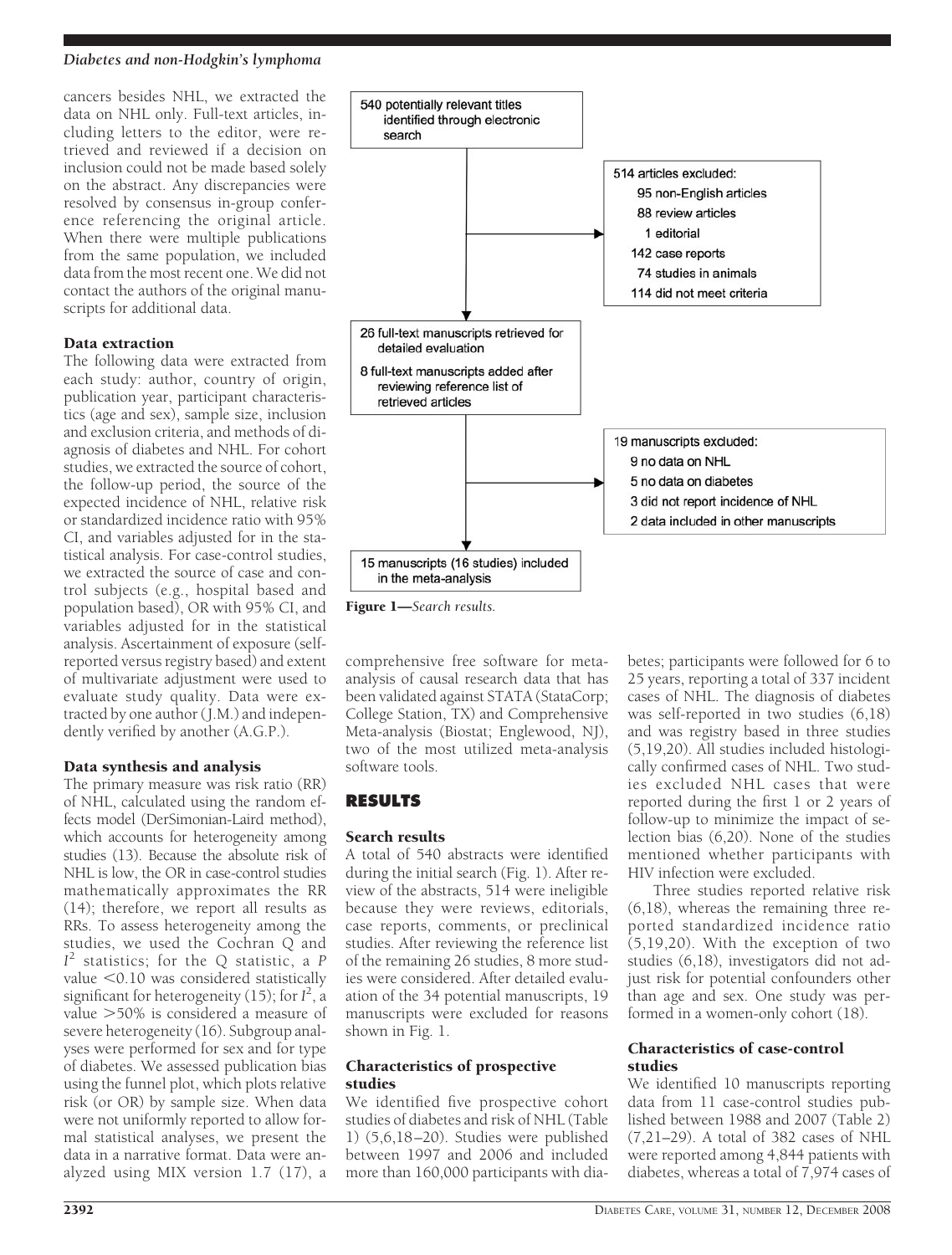cancers besides NHL, we extracted the data on NHL only. Full-text articles, including letters to the editor, were retrieved and reviewed if a decision on inclusion could not be made based solely on the abstract. Any discrepancies were resolved by consensus in-group conference referencing the original article. When there were multiple publications from the same population, we included data from the most recent one. We did not contact the authors of the original manuscripts for additional data.

### Data extraction

The following data were extracted from each study: author, country of origin, publication year, participant characteristics (age and sex), sample size, inclusion and exclusion criteria, and methods of diagnosis of diabetes and NHL. For cohort studies, we extracted the source of cohort, the follow-up period, the source of the expected incidence of NHL, relative risk or standardized incidence ratio with 95% CI, and variables adjusted for in the statistical analysis. For case-control studies, we extracted the source of case and control subjects (e.g., hospital based and population based), OR with 95% CI, and variables adjusted for in the statistical analysis. Ascertainment of exposure (self-reported versus registry based) and extent of multivariate adjustment were used to evaluate study quality. Data were extracted by one author (J.M.) and independently verified by another (A.G.P.).

### Data synthesis and analysis

The primary measure was risk ratio (RR) of NHL, calculated using the random effects model (DerSimonian-Laird method), which accounts for heterogeneity among studies (13). Because the absolute risk of NHL is low, the OR in case-control studies mathematically approximates the RR (14); therefore, we report all results as RRs. To assess heterogeneity among the studies, we used the Cochran Q and $I^2$ statistics; for the Q statistic, a $P$ value $<0.10$ was considered statistically significant for heterogeneity (15); for $I^2$, a value $>50\%$ is considered a measure of severe heterogeneity (16). Subgroup analyses were performed for sex and for type of diabetes. We assessed publication bias using the funnel plot, which plots relative risk (or OR) by sample size. When data were not uniformly reported to allow formal statistical analyses, we present the data in a narrative format. Data were analyzed using MIX version 1.7 (17), a comprehensive free software for meta-analysis of causal research data that has been validated against STATA (StataCorp; College Station, TX) and Comprehensive Meta-analysis (Biostat; Englewood, NJ), two of the most utilized meta-analysis software tools.

540 potentially relevant titles identified through electronic search

514 articles excluded:
- 95 non-English articles
- 88 review articles
- 1 editorial
- 142 case reports
- 74 studies in animals
- 114 did not meet criteria

26 full-text manuscripts retrieved for detailed evaluation

8 full-text manuscripts added after reviewing reference list of retrieved articles

19 manuscripts excluded:
- 9 no data on NHL
- 5 no data on diabetes
- 3 did not report incidence of NHL
- 2 data included in other manuscripts

15 manuscripts (16 studies) included in the meta-analysis

**Figure 1**—*Search results.*

## RESULTS

### Search results

A total of 540 abstracts were identified during the initial search (Fig. 1). After review of the abstracts, 514 were ineligible because they were reviews, editorials, case reports, comments, or preclinical studies. After reviewing the reference list of the remaining 26 studies, 8 more studies were considered. After detailed evaluation of the 34 potential manuscripts, 19 manuscripts were excluded for reasons shown in Fig. 1.

### Characteristics of prospective studies

We identified five prospective cohort studies of diabetes and risk of NHL (Table 1) (5,6,18–20). Studies were published between 1997 and 2006 and included more than 160,000 participants with diabetes; participants were followed for 6 to 25 years, reporting a total of 337 incident cases of NHL. The diagnosis of diabetes was self-reported in two studies (6,18) and was registry based in three studies (5,19,20). All studies included histologically confirmed cases of NHL. Two studies excluded NHL cases that were reported during the first 1 or 2 years of follow-up to minimize the impact of selection bias (6,20). None of the studies mentioned whether participants with HIV infection were excluded.

Three studies reported relative risk (6,18), whereas the remaining three reported standardized incidence ratio (5,19,20). With the exception of two studies (6,18), investigators did not adjust risk for potential confounders other than age and sex. One study was performed in a women-only cohort (18).

### Characteristics of case-control studies

We identified 10 manuscripts reporting data from 11 case-control studies published between 1988 and 2007 (Table 2) (7,21–29). A total of 382 cases of NHL were reported among 4,844 patients with diabetes, whereas a total of 7,974 cases of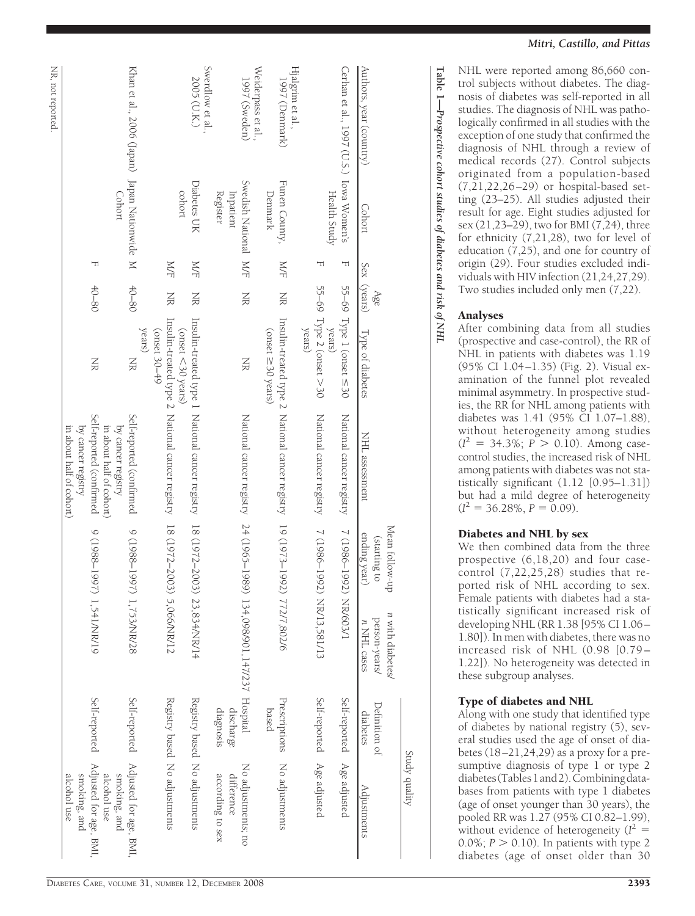**Table 1—Prospective cohort studies of diabetes and risk of NHL**

| Authors, year (country) | Cohort | Sex | Age (years) | Type of diabetes | NHL assessment | Mean follow-up (starting to ending year) | n with diabetes/ person-years/ n NHL cases | Study quality | |
|---|---|---|---|---|---|---|---|---|---|
| | | | | | | | | Definition of diabetes | Adjustments |
| Cerhan et al., 1997 (U.S.) | Iowa Women's Health Study | F | 55–69 | Type 1 (onset ≤30 years) | National cancer registry | 7 (1986–1992) | NR/603/1 | Self-reported | Age adjusted |
| | | F | 55–69 | Type 2 (onset >30 years) | National cancer registry | 7 (1986–1992) | NR/13,581/13 | Self-reported | Age adjusted |
| Hjalgrim et al., 1997 (Denmark) | Funen County, Denmark | M/F | NR | Insulin-treated type 2 (onset ≥30 years) | National cancer registry | 19 (1973–1992) | 772/7,802/6 | Prescriptions based | No adjustments |
| Weiderpass et al., 1997 (Sweden) | Swedish National Inpatient Register | M/F | NR | NR | National cancer registry | 24 (1965–1989) | 134,098/901,147/237 | Hospital discharge diagnosis | No adjustments; no difference according to sex |
| Swerdlow et al., 2005 (U.K.) | Diabetes UK cohort | M/F | NR | Insulin-treated type 1 (onset <30 years) | National cancer registry | 18 (1972–2003) | 23,834/NR/14 | Registry based | No adjustments |
| | | M/F | NR | Insulin-treated type 2 (onset 30–49 years) | National cancer registry | 18 (1972–2003) | 5,066/NR/12 | Registry based | No adjustments |
| Khan et al., 2006 (Japan) | Japan Nationwide Cohort | M | 40–80 | NR | Self-reported (confirmed by cancer registry in about half of cohort) | 9 (1988–1997) | 1,753/NR/28 | Self-reported | Adjusted for age, BMI, smoking, and alcohol use |
| | | F | 40–80 | NR | Self-reported (confirmed by cancer registry in about half of cohort) | 9 (1988–1997) | 1,541/NR/19 | Self-reported | Adjusted for age, BMI, smoking, and alcohol use |

NR, not reported.

NHL were reported among 86,660 control subjects without diabetes. The diagnosis of diabetes was self-reported in all studies. The diagnosis of NHL was pathologically confirmed in all studies with the exception of one study that confirmed the diagnosis of NHL through a review of medical records (27). Control subjects originated from a population-based (7,21,22,26–29) or hospital-based setting (23–25). All studies adjusted their result for age. Eight studies adjusted for sex (21,23–29), two for BMI (7,24), three for ethnicity (7,21,28), two for level of education (7,25), and one for country of origin (29). Four studies excluded individuals with HIV infection (21,24,27,29). Two studies included only men (7,22).

### Analyses

After combining data from all studies (prospective and case-control), the RR of NHL in patients with diabetes was 1.19 (95% CI 1.04–1.35) (Fig. 2). Visual examination of the funnel plot revealed minimal asymmetry. In prospective studies, the RR for NHL among patients with diabetes was 1.41 (95% CI 1.07–1.88), without heterogeneity among studies ($I^2$ = 34.3%; $P > 0.10$). Among case-control studies, the increased risk of NHL among patients with diabetes was not statistically significant (1.12 [0.95–1.31]) but had a mild degree of heterogeneity ($I^2$ = 36.28%, $P = 0.09$).

### Diabetes and NHL by sex

We then combined data from the three prospective (6,18,20) and four case-control (7,22,25,28) studies that reported risk of NHL according to sex. Female patients with diabetes had a statistically significant increased risk of developing NHL (RR 1.38 [95% CI 1.06–1.80]). In men with diabetes, there was no increased risk of NHL (0.98 [0.79–1.22]). No heterogeneity was detected in these subgroup analyses.

### Type of diabetes and NHL

Along with one study that identified type of diabetes by national registry (5), several studies used the age of onset of diabetes (18–21,24,29) as a proxy for a presumptive diagnosis of type 1 or type 2 diabetes (Tables 1 and 2). Combining databases from patients with type 1 diabetes (age of onset younger than 30 years), the pooled RR was 1.27 (95% CI 0.82–1.99), without evidence of heterogeneity ($I^2$ = 0.0%; $P > 0.10$). In patients with type 2 diabetes (age of onset older than 30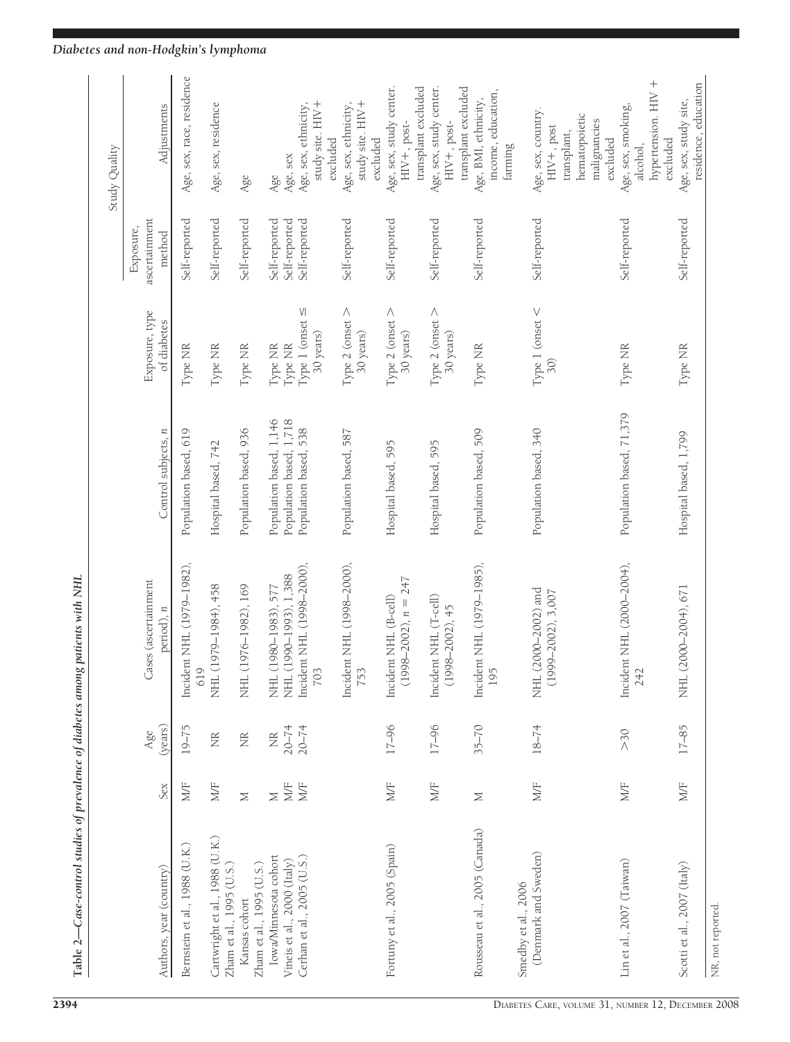**Table 2—Case-control studies of prevalence of diabetes among patients with NHL**

| Authors, year (country) | Sex | Age (years) | Cases (ascertainment period), n | Control subjects, n | Exposure, type of diabetes | Study Quality | |
|---|---|---|---|---|---|---|---|
| | | | | | | Exposure, ascertainment method | Adjustments |
| Bernstein et al., 1988 (U.K.) | M/F | 19–75 | Incident NHL (1979–1982), 619 | Population based, 619 | Type NR | Self-reported | Age, sex, race, residence |
| Cartwright et al., 1988 (U.K.) | M/F | NR | NHL (1979–1984), 458 | Hospital based, 742 | Type NR | Self-reported | Age, sex, residence |
| Zham et al., 1995 (U.S.) Kansas cohort | M | NR | NHL (1976–1982), 169 | Population based, 936 | Type NR | Self-reported | Age |
| Zham et al., 1995 (U.S.) Iowa/Minnesota cohort | M | NR | NHL (1980–1983), 577 | Population based, 1,146 | Type NR | Self-reported | Age |
| Vineis et al., 2000 (Italy) | M/F | 20–74 | NHL (1990–1993), 1,388 | Population based, 1,718 | Type NR | Self-reported | Age, sex |
| Cerhan et al., 2005 (U.S.) | M/F | 20–74 | Incident NHL (1998–2000), 703 | Population based, 538 | Type 1 (onset ≤ 30 years) | Self-reported | Age, sex, ethnicity, study site. HIV+ excluded |
| | | | Incident NHL (1998–2000), 753 | Population based, 587 | Type 2 (onset > 30 years) | Self-reported | Age, sex, ethnicity, study site. HIV+ excluded |
| Fortuny et al., 2005 (Spain) | M/F | 17–96 | Incident NHL (B-cell) (1998–2002), n = 247 | Hospital based, 595 | Type 2 (onset > 30 years) | Self-reported | Age, sex, study center. HIV+, post-transplant excluded |
| | M/F | 17–96 | Incident NHL (T-cell) (1998–2002), 45 | Hospital based, 595 | Type 2 (onset > 30 years) | Self-reported | Age, sex, study center. HIV+, post-transplant excluded |
| Rousseau et al., 2005 (Canada) | M | 35–70 | Incident NHL (1979–1985), 195 | Population based, 509 | Type NR | Self-reported | Age, BMI, ethnicity, income, education, farming |
| Smedby et al., 2006 (Denmark and Sweden) | M/F | 18–74 | NHL (2000–2002) and (1999–2002), 3,007 | Population based, 340 | Type 1 (onset < 30) | Self-reported | Age, sex, country. HIV+, post transplant, hematopoietic malignancies excluded |
| Lin et al., 2007 (Taiwan) | M/F | >30 | Incident NHL (2000–2004), 242 | Population based, 71,379 | Type NR | Self-reported | Age, sex, smoking, alcohol, hypertension. HIV + excluded |
| Scotti et al., 2007 (Italy) | M/F | 17–85 | NHL (2000–2004), 671 | Hospital based, 1,799 | Type NR | Self-reported | Age, sex, study site, residence, education |

NR, not reported.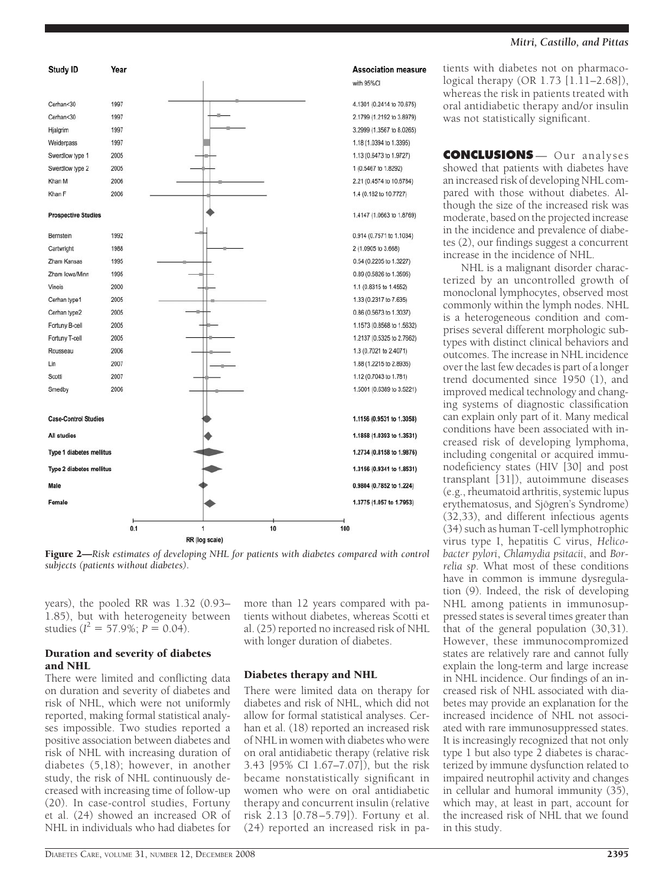| Study ID | Year | Association measure with 95%CI |
|---|---|---|
| Cerhan<30 | 1997 | 4.1301 (0.2414 to 70.675) |
| Cerhan<30 | 1997 | 2.1799 (1.2192 to 3.8979) |
| Hjalgrim | 1997 | 3.2999 (1.3567 to 8.0265) |
| Weiderpass | 1997 | 1.18 (1.0394 to 1.3395) |
| Swerdlow type 1 | 2005 | 1.13 (0.6473 to 1.9727) |
| Swerdlow type 2 | 2005 | 1 (0.5467 to 1.8292) |
| Khan M | 2006 | 2.21 (0.4574 to 10.6784) |
| Khan F | 2006 | 1.4 (0.182 to 10.7727) |
| **Prospective Studies** | | 1.4147 (1.0663 to 1.8769) |
| Bernstein | 1992 | 0.914 (0.7571 to 1.1034) |
| Cartwright | 1988 | 2 (1.0905 to 3.668) |
| Zham Kansas | 1995 | 0.54 (0.2205 to 1.3227) |
| Zham Iowa/Minn | 1995 | 0.89 (0.5826 to 1.3595) |
| Vineis | 2000 | 1.1 (0.8315 to 1.4552) |
| Cerhan type1 | 2005 | 1.33 (0.2317 to 7.635) |
| Cerhan type2 | 2005 | 0.86 (0.5673 to 1.3037) |
| Fortuny B-cell | 2005 | 1.1573 (0.8568 to 1.5632) |
| Fortuny T-cell | 2005 | 1.2137 (0.5325 to 2.7662) |
| Rousseau | 2006 | 1.3 (0.7021 to 2.4071) |
| Lin | 2007 | 1.88 (1.2215 to 2.8935) |
| Scotti | 2007 | 1.12 (0.7043 to 1.781) |
| Smedby | 2006 | 1.5001 (0.6389 to 3.5221) |
| **Case-Control Studies** | | **1.1156 (0.9531 to 1.3058)** |
| **All studies** | | **1.1858 (1.0393 to 1.3531)** |
| **Type 1 diabetes mellitus** | | **1.2734 (0.8158 to 1.9876)** |
| **Type 2 diabetes mellitus** | | **1.3156 (0.9341 to 1.8531)** |
| **Male** | | **0.9804 (0.7852 to 1.224)** |
| **Female** | | **1.3775 (1.057 to 1.7953)** |

RR (log scale)

**Figure 2**—*Risk estimates of developing NHL for patients with diabetes compared with control subjects (patients without diabetes).*

years), the pooled RR was 1.32 (0.93–1.85), but with heterogeneity between studies ($I^2 = 57.9\%$; $P = 0.04$).

### Duration and severity of diabetes and NHL

There were limited and conflicting data on duration and severity of diabetes and risk of NHL, which were not uniformly reported, making formal statistical analyses impossible. Two studies reported a positive association between diabetes and risk of NHL with increasing duration of diabetes (5,18); however, in another study, the risk of NHL continuously decreased with increasing time of follow-up (20). In case-control studies, Fortuny et al. (24) showed an increased OR of NHL in individuals who had diabetes for more than 12 years compared with patients without diabetes, whereas Scotti et al. (25) reported no increased risk of NHL with longer duration of diabetes.

### Diabetes therapy and NHL

There were limited data on therapy for diabetes and risk of NHL, which did not allow for formal statistical analyses. Cerhan et al. (18) reported an increased risk of NHL in women with diabetes who were on oral antidiabetic therapy (relative risk 3.43 [95% CI 1.67–7.07]), but the risk became nonstatistically significant in women who were on oral antidiabetic therapy and concurrent insulin (relative risk 2.13 [0.78–5.79]). Fortuny et al. (24) reported an increased risk in patients with diabetes not on pharmacological therapy (OR 1.73 [1.11–2.68]), whereas the risk in patients treated with oral antidiabetic therapy and/or insulin was not statistically significant.

## CONCLUSIONS

Our analyses showed that patients with diabetes have an increased risk of developing NHL compared with those without diabetes. Although the size of the increased risk was moderate, based on the projected increase in the incidence and prevalence of diabetes (2), our findings suggest a concurrent increase in the incidence of NHL.

NHL is a malignant disorder characterized by an uncontrolled growth of monoclonal lymphocytes, observed most commonly within the lymph nodes. NHL is a heterogeneous condition and comprises several different morphologic subtypes with distinct clinical behaviors and outcomes. The increase in NHL incidence over the last few decades is part of a longer trend documented since 1950 (1), and improved medical technology and changing systems of diagnostic classification can explain only part of it. Many medical conditions have been associated with increased risk of developing lymphoma, including congenital or acquired immunodeficiency states (HIV [30] and post transplant [31]), autoimmune diseases (e.g., rheumatoid arthritis, systemic lupus erythematosus, and Sjögren's Syndrome) (32,33), and different infectious agents (34) such as human T-cell lymphotrophic virus type I, hepatitis C virus, *Helicobacter pylori*, *Chlamydia psitacii*, and *Borrelia sp*. What most of these conditions have in common is immune dysregulation (9). Indeed, the risk of developing NHL among patients in immunosuppressed states is several times greater than that of the general population (30,31). However, these immunocompromized states are relatively rare and cannot fully explain the long-term and large increase in NHL incidence. Our findings of an increased risk of NHL associated with diabetes may provide an explanation for the increased incidence of NHL not associated with rare immunosuppressed states. It is increasingly recognized that not only type 1 but also type 2 diabetes is characterized by immune dysfunction related to impaired neutrophil activity and changes in cellular and humoral immunity (35), which may, at least in part, account for the increased risk of NHL that we found in this study.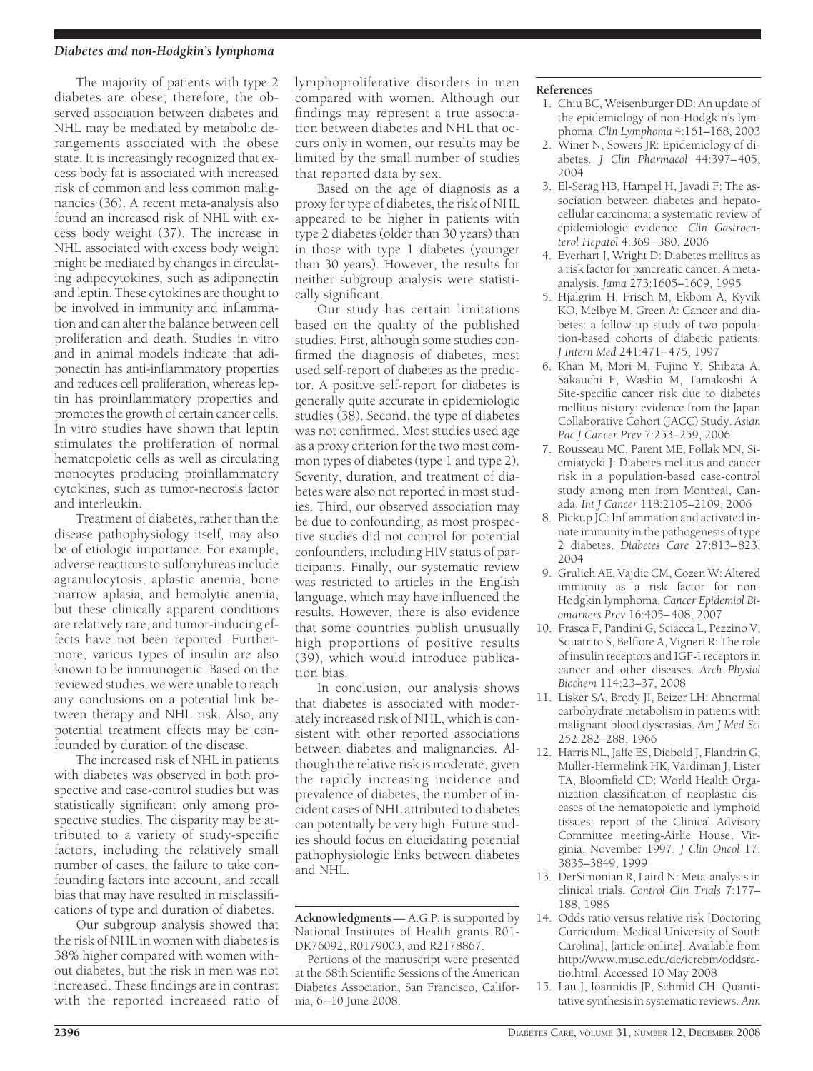The majority of patients with type 2 diabetes are obese; therefore, the observed association between diabetes and NHL may be mediated by metabolic derangements associated with the obese state. It is increasingly recognized that excess body fat is associated with increased risk of common and less common malignancies (36). A recent meta-analysis also found an increased risk of NHL with excess body weight (37). The increase in NHL associated with excess body weight might be mediated by changes in circulating adipocytokines, such as adiponectin and leptin. These cytokines are thought to be involved in immunity and inflammation and can alter the balance between cell proliferation and death. Studies in vitro and in animal models indicate that adiponectin has anti-inflammatory properties and reduces cell proliferation, whereas leptin has proinflammatory properties and promotes the growth of certain cancer cells. In vitro studies have shown that leptin stimulates the proliferation of normal hematopoietic cells as well as circulating monocytes producing proinflammatory cytokines, such as tumor-necrosis factor and interleukin.

Treatment of diabetes, rather than the disease pathophysiology itself, may also be of etiologic importance. For example, adverse reactions to sulfonylureas include agranulocytosis, aplastic anemia, bone marrow aplasia, and hemolytic anemia, but these clinically apparent conditions are relatively rare, and tumor-inducing effects have not been reported. Furthermore, various types of insulin are also known to be immunogenic. Based on the reviewed studies, we were unable to reach any conclusions on a potential link between therapy and NHL risk. Also, any potential treatment effects may be confounded by duration of the disease.

The increased risk of NHL in patients with diabetes was observed in both prospective and case-control studies but was statistically significant only among prospective studies. The disparity may be attributed to a variety of study-specific factors, including the relatively small number of cases, the failure to take confounding factors into account, and recall bias that may have resulted in misclassifications of type and duration of diabetes.

Our subgroup analysis showed that the risk of NHL in women with diabetes is 38% higher compared with women without diabetes, but the risk in men was not increased. These findings are in contrast with the reported increased ratio of lymphoproliferative disorders in men compared with women. Although our findings may represent a true association between diabetes and NHL that occurs only in women, our results may be limited by the small number of studies that reported data by sex.

Based on the age of diagnosis as a proxy for type of diabetes, the risk of NHL appeared to be higher in patients with type 2 diabetes (older than 30 years) than in those with type 1 diabetes (younger than 30 years). However, the results for neither subgroup analysis were statistically significant.

Our study has certain limitations based on the quality of the published studies. First, although some studies confirmed the diagnosis of diabetes, most used self-report of diabetes as the predictor. A positive self-report for diabetes is generally quite accurate in epidemiologic studies (38). Second, the type of diabetes was not confirmed. Most studies used age as a proxy criterion for the two most common types of diabetes (type 1 and type 2). Severity, duration, and treatment of diabetes were also not reported in most studies. Third, our observed association may be due to confounding, as most prospective studies did not control for potential confounders, including HIV status of participants. Finally, our systematic review was restricted to articles in the English language, which may have influenced the results. However, there is also evidence that some countries publish unusually high proportions of positive results (39), which would introduce publication bias.

In conclusion, our analysis shows that diabetes is associated with moderately increased risk of NHL, which is consistent with other reported associations between diabetes and malignancies. Although the relative risk is moderate, given the rapidly increasing incidence and prevalence of diabetes, the number of incident cases of NHL attributed to diabetes can potentially be very high. Future studies should focus on elucidating potential pathophysiologic links between diabetes and NHL.

**Acknowledgments**— A.G.P. is supported by National Institutes of Health grants R01-DK76092, R0179003, and R2178867.

Portions of the manuscript were presented at the 68th Scientific Sessions of the American Diabetes Association, San Francisco, California, 6–10 June 2008.

## References

1. Chiu BC, Weisenburger DD: An update of the epidemiology of non-Hodgkin's lymphoma. *Clin Lymphoma* 4:161–168, 2003
2. Winer N, Sowers JR: Epidemiology of diabetes. *J Clin Pharmacol* 44:397–405, 2004
3. El-Serag HB, Hampel H, Javadi F: The association between diabetes and hepatocellular carcinoma: a systematic review of epidemiologic evidence. *Clin Gastroenterol Hepatol* 4:369–380, 2006
4. Everhart J, Wright D: Diabetes mellitus as a risk factor for pancreatic cancer. A meta-analysis. *Jama* 273:1605–1609, 1995
5. Hjalgrim H, Frisch M, Ekbom A, Kyvik KO, Melbye M, Green A: Cancer and diabetes: a follow-up study of two population-based cohorts of diabetic patients. *J Intern Med* 241:471–475, 1997
6. Khan M, Mori M, Fujino Y, Shibata A, Sakauchi F, Washio M, Tamakoshi A: Site-specific cancer risk due to diabetes mellitus history: evidence from the Japan Collaborative Cohort (JACC) Study. *Asian Pac J Cancer Prev* 7:253–259, 2006
7. Rousseau MC, Parent ME, Pollak MN, Siemiatycki J: Diabetes mellitus and cancer risk in a population-based case-control study among men from Montreal, Canada. *Int J Cancer* 118:2105–2109, 2006
8. Pickup JC: Inflammation and activated innate immunity in the pathogenesis of type 2 diabetes. *Diabetes Care* 27:813–823, 2004
9. Grulich AE, Vajdic CM, Cozen W: Altered immunity as a risk factor for non-Hodgkin lymphoma. *Cancer Epidemiol Biomarkers Prev* 16:405–408, 2007
10. Frasca F, Pandini G, Sciacca L, Pezzino V, Squatrito S, Belfiore A, Vigneri R: The role of insulin receptors and IGF-I receptors in cancer and other diseases. *Arch Physiol Biochem* 114:23–37, 2008
11. Lisker SA, Brody JI, Beizer LH: Abnormal carbohydrate metabolism in patients with malignant blood dyscrasias. *Am J Med Sci* 252:282–288, 1966
12. Harris NL, Jaffe ES, Diebold J, Flandrin G, Muller-Hermelink HK, Vardiman J, Lister TA, Bloomfield CD: World Health Organization classification of neoplastic diseases of the hematopoietic and lymphoid tissues: report of the Clinical Advisory Committee meeting-Airlie House, Virginia, November 1997. *J Clin Oncol* 17: 3835–3849, 1999
13. DerSimonian R, Laird N: Meta-analysis in clinical trials. *Control Clin Trials* 7:177–188, 1986
14. Odds ratio versus relative risk [Doctoring Curriculum. Medical University of South Carolina], [article online]. Available from http://www.musc.edu/dc/icrebm/oddsratio.html. Accessed 10 May 2008
15. Lau J, Ioannidis JP, Schmid CH: Quantitative synthesis in systematic reviews. *Ann*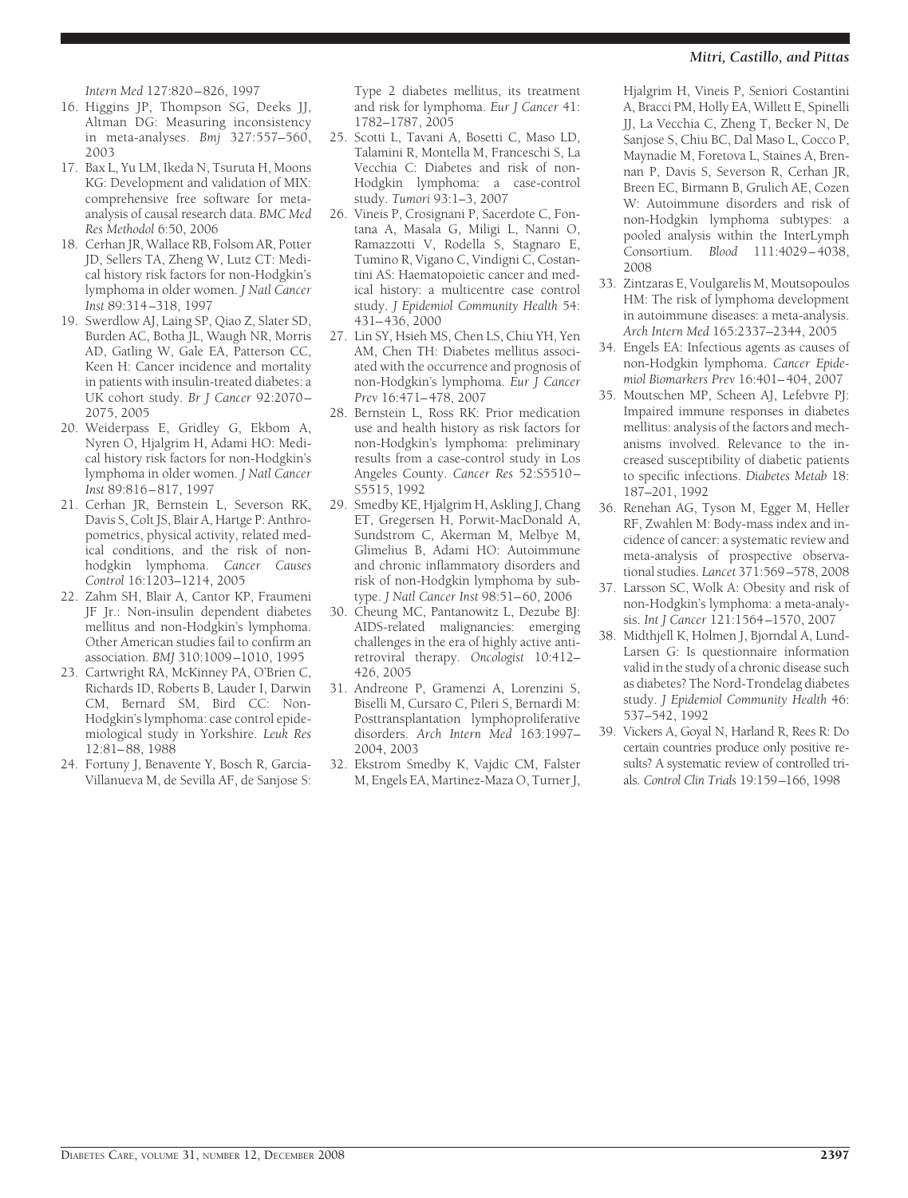*Intern Med* 127:820–826, 1997

16. Higgins JP, Thompson SG, Deeks JJ, Altman DG: Measuring inconsistency in meta-analyses. *Bmj* 327:557–560, 2003
17. Bax L, Yu LM, Ikeda N, Tsuruta H, Moons KG: Development and validation of MIX: comprehensive free software for meta-analysis of causal research data. *BMC Med Res Methodol* 6:50, 2006
18. Cerhan JR, Wallace RB, Folsom AR, Potter JD, Sellers TA, Zheng W, Lutz CT: Medical history risk factors for non-Hodgkin's lymphoma in older women. *J Natl Cancer Inst* 89:314–318, 1997
19. Swerdlow AJ, Laing SP, Qiao Z, Slater SD, Burden AC, Botha JL, Waugh NR, Morris AD, Gatling W, Gale EA, Patterson CC, Keen H: Cancer incidence and mortality in patients with insulin-treated diabetes: a UK cohort study. *Br J Cancer* 92:2070–2075, 2005
20. Weiderpass E, Gridley G, Ekbom A, Nyren O, Hjalgrim H, Adami HO: Medical history risk factors for non-Hodgkin's lymphoma in older women. *J Natl Cancer Inst* 89:816–817, 1997
21. Cerhan JR, Bernstein L, Severson RK, Davis S, Colt JS, Blair A, Hartge P: Anthropometrics, physical activity, related medical conditions, and the risk of non-hodgkin lymphoma. *Cancer Causes Control* 16:1203–1214, 2005
22. Zahm SH, Blair A, Cantor KP, Fraumeni JF Jr.: Non-insulin dependent diabetes mellitus and non-Hodgkin's lymphoma. Other American studies fail to confirm an association. *BMJ* 310:1009–1010, 1995
23. Cartwright RA, McKinney PA, O'Brien C, Richards ID, Roberts B, Lauder I, Darwin CM, Bernard SM, Bird CC: Non-Hodgkin's lymphoma: case control epidemiological study in Yorkshire. *Leuk Res* 12:81–88, 1988
24. Fortuny J, Benavente Y, Bosch R, Garcia-Villanueva M, de Sevilla AF, de Sanjose S: Type 2 diabetes mellitus, its treatment and risk for lymphoma. *Eur J Cancer* 41: 1782–1787, 2005
25. Scotti L, Tavani A, Bosetti C, Maso LD, Talamini R, Montella M, Franceschi S, La Vecchia C: Diabetes and risk of non-Hodgkin lymphoma: a case-control study. *Tumori* 93:1–3, 2007
26. Vineis P, Crosignani P, Sacerdote C, Fontana A, Masala G, Miligi L, Nanni O, Ramazzotti V, Rodella S, Stagnaro E, Tumino R, Vigano C, Vindigni C, Costantini AS: Haematopoietic cancer and medical history: a multicentre case control study. *J Epidemiol Community Health* 54: 431–436, 2000
27. Lin SY, Hsieh MS, Chen LS, Chiu YH, Yen AM, Chen TH: Diabetes mellitus associated with the occurrence and prognosis of non-Hodgkin's lymphoma. *Eur J Cancer Prev* 16:471–478, 2007
28. Bernstein L, Ross RK: Prior medication use and health history as risk factors for non-Hodgkin's lymphoma: preliminary results from a case-control study in Los Angeles County. *Cancer Res* 52:S5510–S5515, 1992
29. Smedby KE, Hjalgrim H, Askling J, Chang ET, Gregersen H, Porwit-MacDonald A, Sundstrom C, Akerman M, Melbye M, Glimelius B, Adami HO: Autoimmune and chronic inflammatory disorders and risk of non-Hodgkin lymphoma by subtype. *J Natl Cancer Inst* 98:51–60, 2006
30. Cheung MC, Pantanowitz L, Dezube BJ: AIDS-related malignancies: emerging challenges in the era of highly active antiretroviral therapy. *Oncologist* 10:412–426, 2005
31. Andreone P, Gramenzi A, Lorenzini S, Biselli M, Cursaro C, Pileri S, Bernardi M: Posttransplantation lymphoproliferative disorders. *Arch Intern Med* 163:1997–2004, 2003
32. Ekstrom Smedby K, Vajdic CM, Falster M, Engels EA, Martinez-Maza O, Turner J, Hjalgrim H, Vineis P, Seniori Costantini A, Bracci PM, Holly EA, Willett E, Spinelli JJ, La Vecchia C, Zheng T, Becker N, De Sanjose S, Chiu BC, Dal Maso L, Cocco P, Maynadie M, Foretova L, Staines A, Brennan P, Davis S, Severson R, Cerhan JR, Breen EC, Birmann B, Grulich AE, Cozen W: Autoimmune disorders and risk of non-Hodgkin lymphoma subtypes: a pooled analysis within the InterLymph Consortium. *Blood* 111:4029–4038, 2008
33. Zintzaras E, Voulgarelis M, Moutsopoulos HM: The risk of lymphoma development in autoimmune diseases: a meta-analysis. *Arch Intern Med* 165:2337–2344, 2005
34. Engels EA: Infectious agents as causes of non-Hodgkin lymphoma. *Cancer Epidemiol Biomarkers Prev* 16:401–404, 2007
35. Moutschen MP, Scheen AJ, Lefebvre PJ: Impaired immune responses in diabetes mellitus: analysis of the factors and mechanisms involved. Relevance to the increased susceptibility of diabetic patients to specific infections. *Diabetes Metab* 18: 187–201, 1992
36. Renehan AG, Tyson M, Egger M, Heller RF, Zwahlen M: Body-mass index and incidence of cancer: a systematic review and meta-analysis of prospective observational studies. *Lancet* 371:569–578, 2008
37. Larsson SC, Wolk A: Obesity and risk of non-Hodgkin's lymphoma: a meta-analysis. *Int J Cancer* 121:1564–1570, 2007
38. Midthjell K, Holmen J, Bjorndal A, Lund-Larsen G: Is questionnaire information valid in the study of a chronic disease such as diabetes? The Nord-Trondelag diabetes study. *J Epidemiol Community Health* 46: 537–542, 1992
39. Vickers A, Goyal N, Harland R, Rees R: Do certain countries produce only positive results? A systematic review of controlled trials. *Control Clin Trials* 19:159–166, 1998